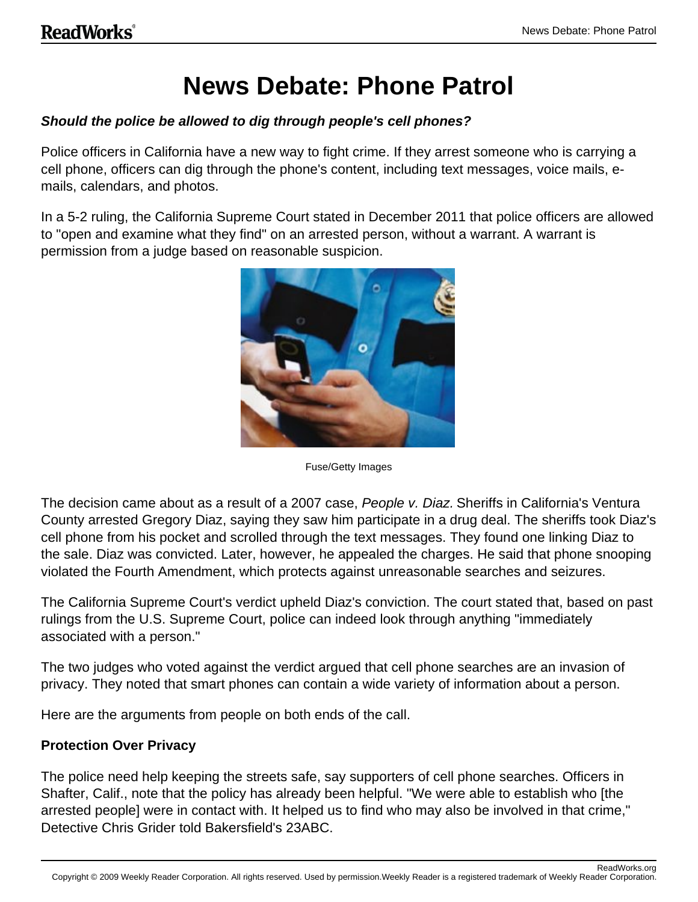# News Debate: Phone Patrol

***Should the police be allowed to dig through people's cell phones?***

Police officers in California have a new way to fight crime. If they arrest someone who is carrying a cell phone, officers can dig through the phone's content, including text messages, voice mails, e-mails, calendars, and photos.

In a 5-2 ruling, the California Supreme Court stated in December 2011 that police officers are allowed to "open and examine what they find" on an arrested person, without a warrant. A warrant is permission from a judge based on reasonable suspicion.

Fuse/Getty Images

The decision came about as a result of a 2007 case, *People v. Diaz.* Sheriffs in California's Ventura County arrested Gregory Diaz, saying they saw him participate in a drug deal. The sheriffs took Diaz's cell phone from his pocket and scrolled through the text messages. They found one linking Diaz to the sale. Diaz was convicted. Later, however, he appealed the charges. He said that phone snooping violated the Fourth Amendment, which protects against unreasonable searches and seizures.

The California Supreme Court's verdict upheld Diaz's conviction. The court stated that, based on past rulings from the U.S. Supreme Court, police can indeed look through anything "immediately associated with a person."

The two judges who voted against the verdict argued that cell phone searches are an invasion of privacy. They noted that smart phones can contain a wide variety of information about a person.

Here are the arguments from people on both ends of the call.

**Protection Over Privacy**

The police need help keeping the streets safe, say supporters of cell phone searches. Officers in Shafter, Calif., note that the policy has already been helpful. "We were able to establish who [the arrested people] were in contact with. It helped us to find who may also be involved in that crime," Detective Chris Grider told Bakersfield's 23ABC.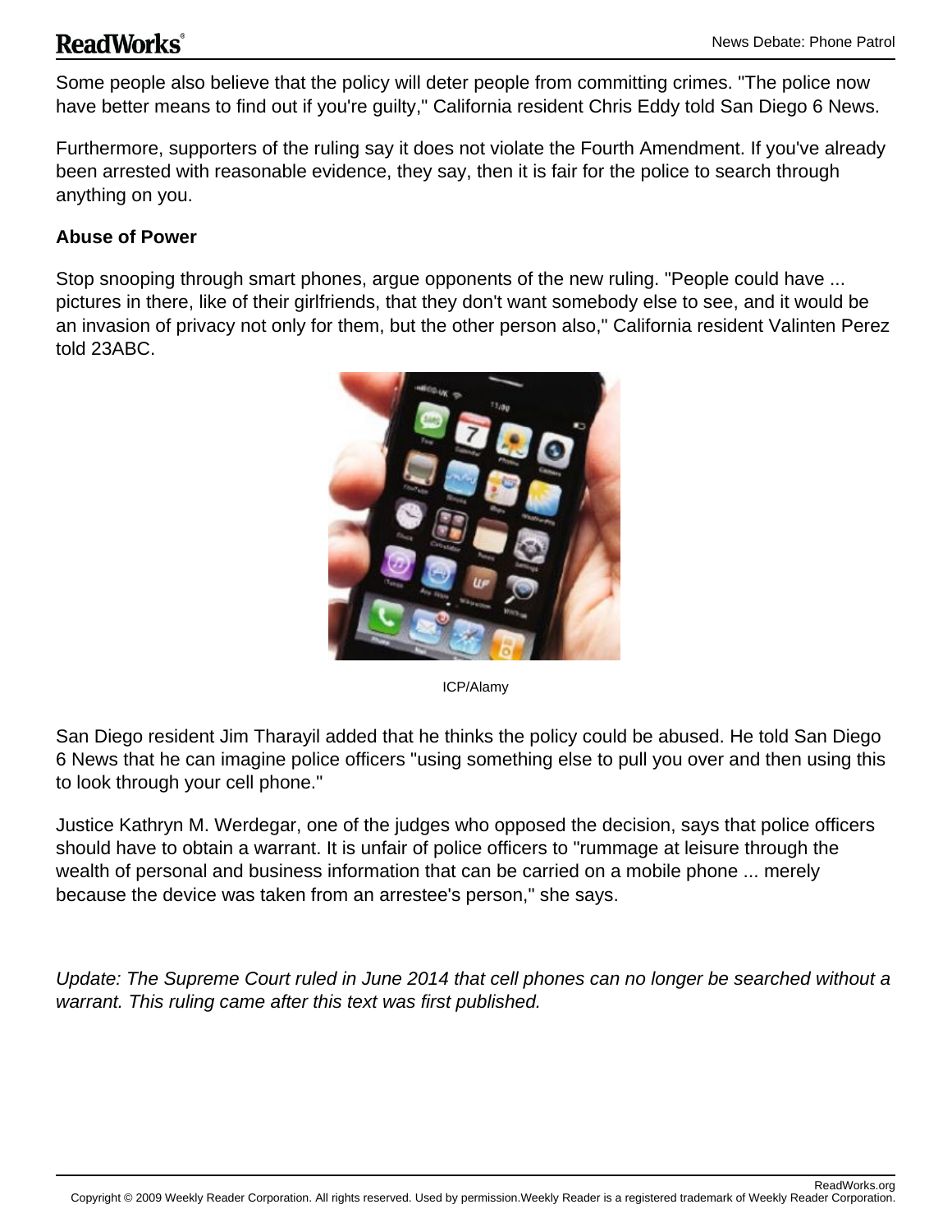Some people also believe that the policy will deter people from committing crimes. "The police now have better means to find out if you're guilty," California resident Chris Eddy told San Diego 6 News.

Furthermore, supporters of the ruling say it does not violate the Fourth Amendment. If you've already been arrested with reasonable evidence, they say, then it is fair for the police to search through anything on you.

**Abuse of Power**

Stop snooping through smart phones, argue opponents of the new ruling. "People could have ... pictures in there, like of their girlfriends, that they don't want somebody else to see, and it would be an invasion of privacy not only for them, but the other person also," California resident Valinten Perez told 23ABC.

ICP/Alamy

San Diego resident Jim Tharayil added that he thinks the policy could be abused. He told San Diego 6 News that he can imagine police officers "using something else to pull you over and then using this to look through your cell phone."

Justice Kathryn M. Werdegar, one of the judges who opposed the decision, says that police officers should have to obtain a warrant. It is unfair of police officers to "rummage at leisure through the wealth of personal and business information that can be carried on a mobile phone ... merely because the device was taken from an arrestee's person," she says.

*Update: The Supreme Court ruled in June 2014 that cell phones can no longer be searched without a warrant. This ruling came after this text was first published.*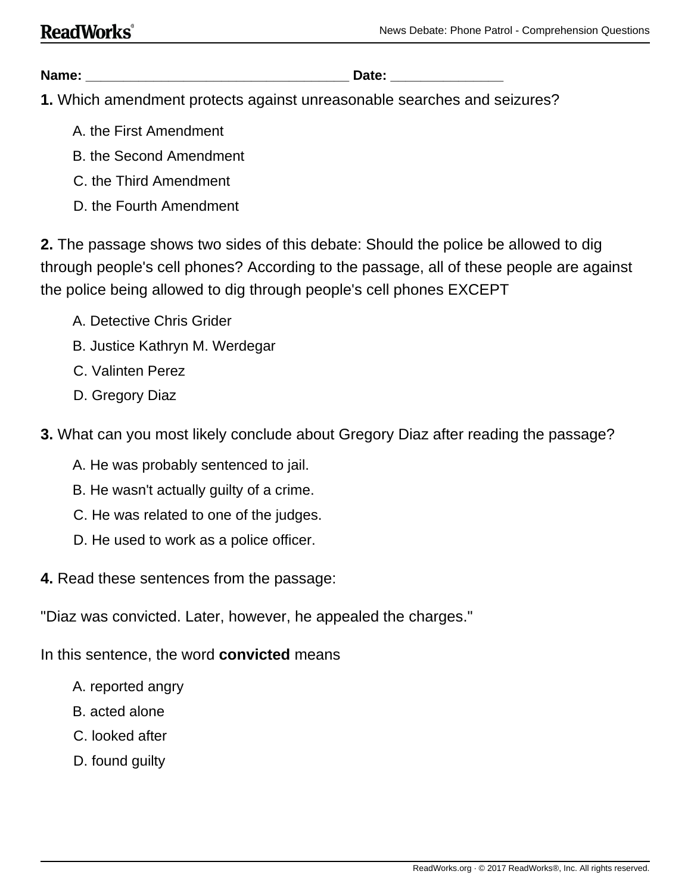**Name:** ___________________________________ **Date:** _______________

**1.** Which amendment protects against unreasonable searches and seizures?

A. the First Amendment

B. the Second Amendment

C. the Third Amendment

D. the Fourth Amendment

**2.** The passage shows two sides of this debate: Should the police be allowed to dig through people's cell phones? According to the passage, all of these people are against the police being allowed to dig through people's cell phones EXCEPT

A. Detective Chris Grider

B. Justice Kathryn M. Werdegar

C. Valinten Perez

D. Gregory Diaz

**3.** What can you most likely conclude about Gregory Diaz after reading the passage?

A. He was probably sentenced to jail.

B. He wasn't actually guilty of a crime.

C. He was related to one of the judges.

D. He used to work as a police officer.

**4.** Read these sentences from the passage:

"Diaz was convicted. Later, however, he appealed the charges."

In this sentence, the word **convicted** means

A. reported angry

B. acted alone

C. looked after

D. found guilty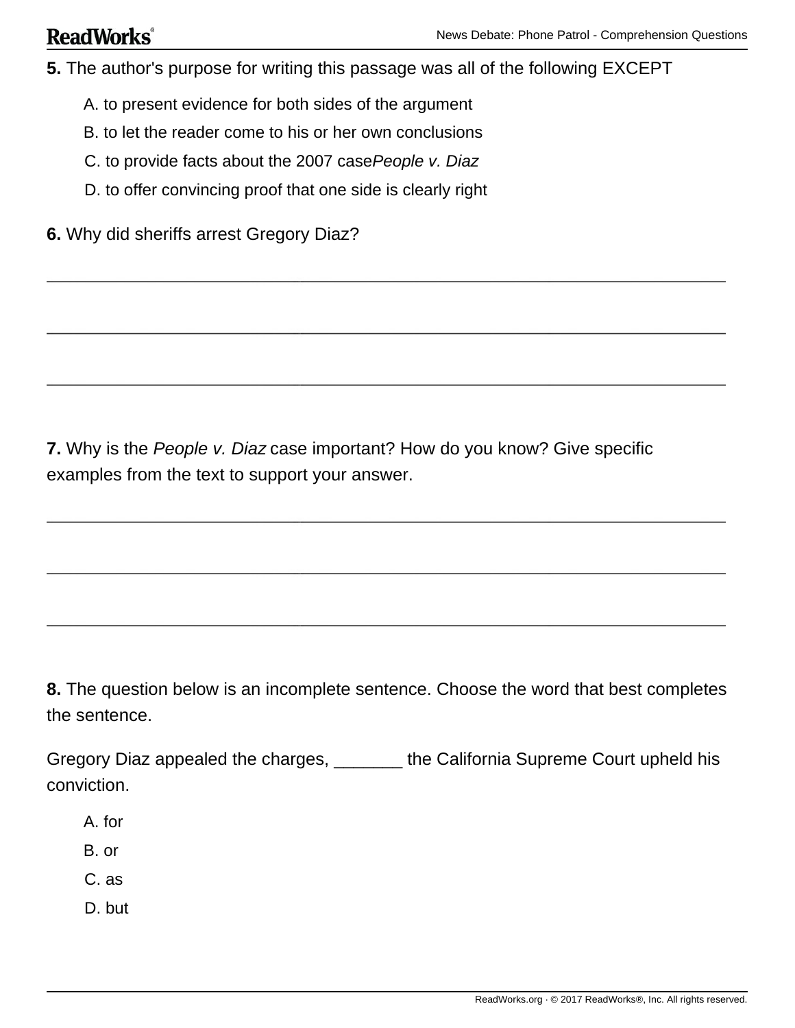**5.** The author's purpose for writing this passage was all of the following EXCEPT

A. to present evidence for both sides of the argument

B. to let the reader come to his or her own conclusions

C. to provide facts about the 2007 case *People v. Diaz*

D. to offer convincing proof that one side is clearly right

**6.** Why did sheriffs arrest Gregory Diaz?

_______________________________________________________________________________

_______________________________________________________________________________

_______________________________________________________________________________

**7.** Why is the *People v. Diaz* case important? How do you know? Give specific examples from the text to support your answer.

_______________________________________________________________________________

_______________________________________________________________________________

_______________________________________________________________________________

**8.** The question below is an incomplete sentence. Choose the word that best completes the sentence.

Gregory Diaz appealed the charges, _______ the California Supreme Court upheld his conviction.

A. for

B. or

C. as

D. but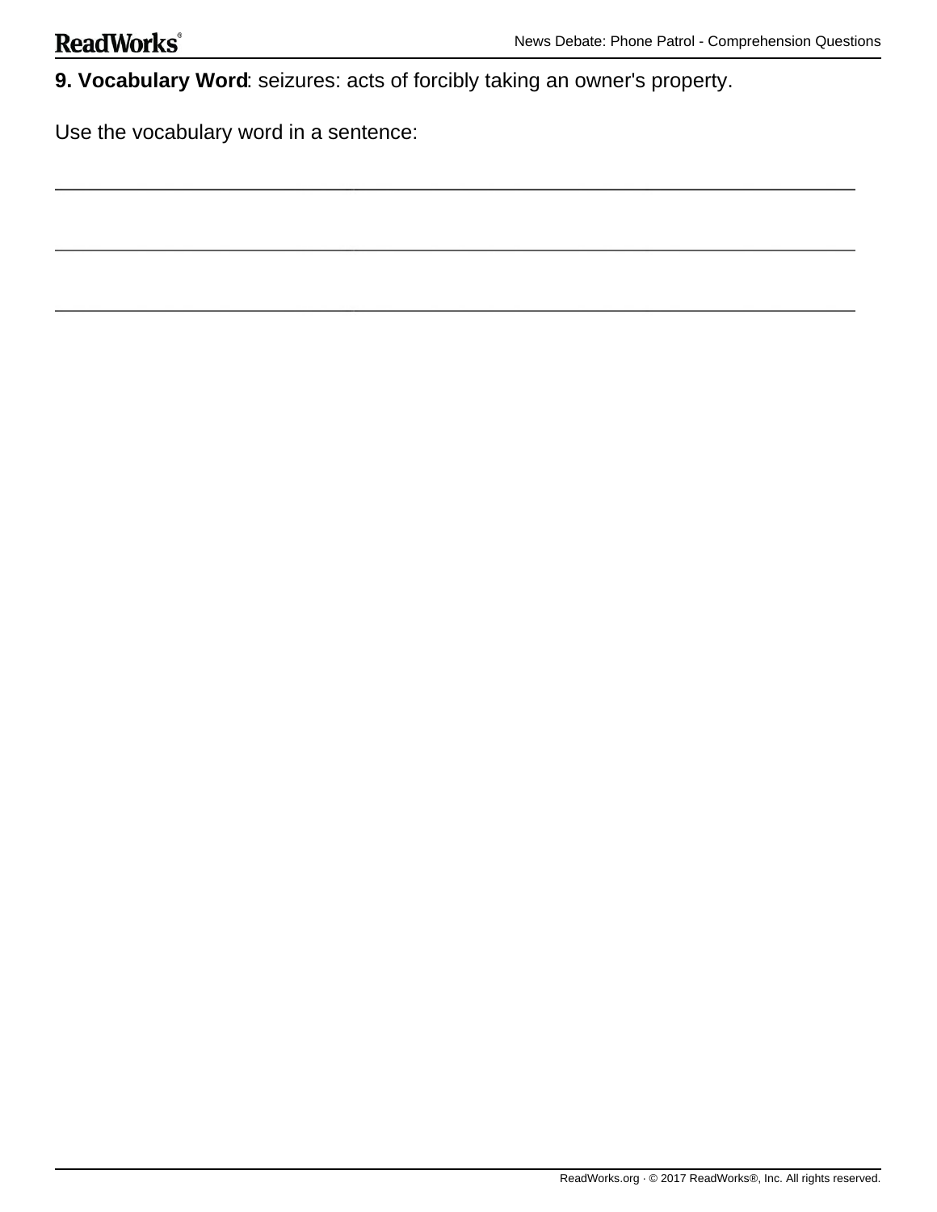**9. Vocabulary Word**: seizures: acts of forcibly taking an owner's property.

Use the vocabulary word in a sentence:

_______________________________________________________________________

_______________________________________________________________________

_______________________________________________________________________